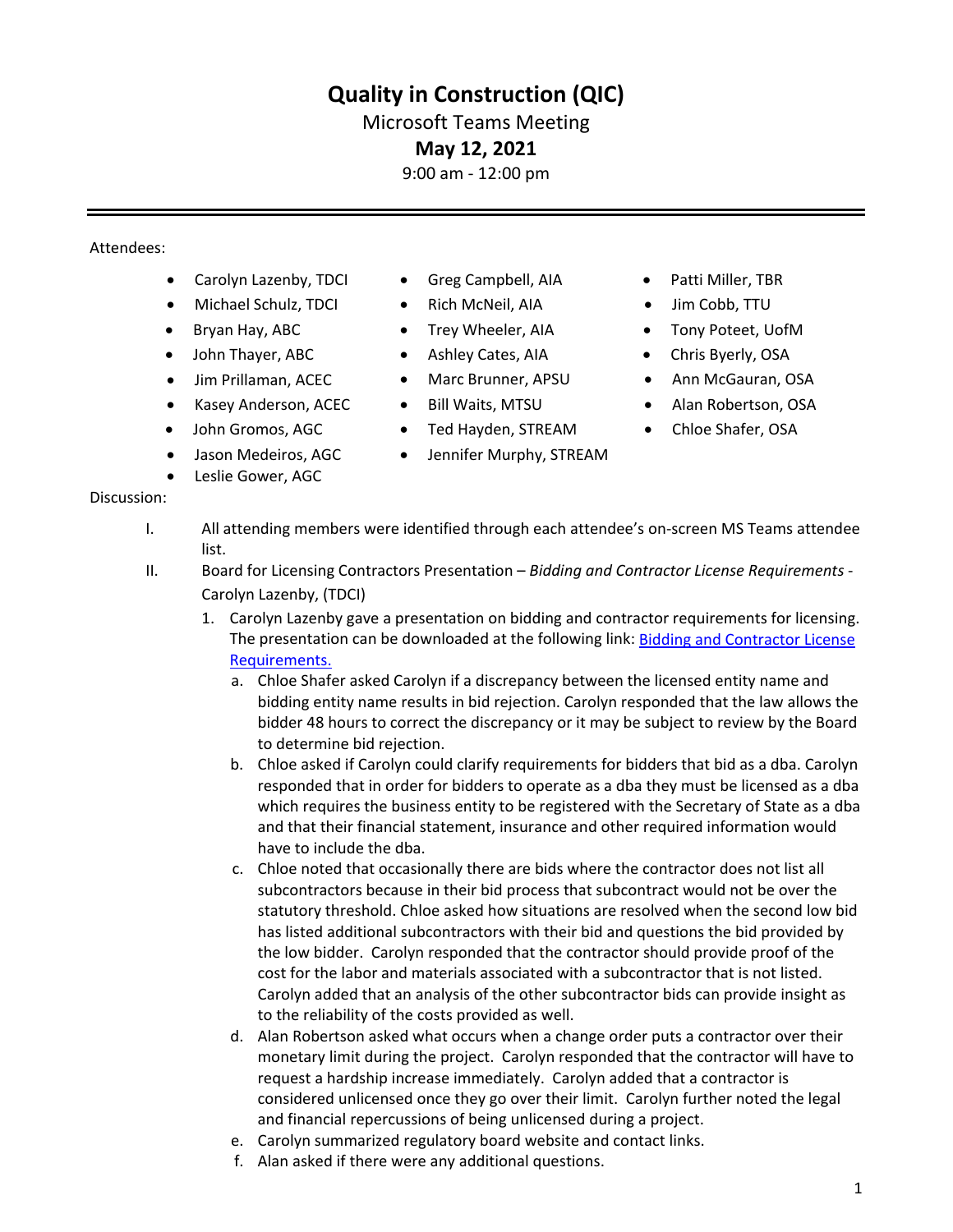# Quality in Construction (QIC)

Microsoft Teams Meeting

**May 12, 2021**

9:00 am - 12:00 pm

---

Attendees:

- Carolyn Lazenby, TDCI
- Michael Schulz, TDCI
- Bryan Hay, ABC
- John Thayer, ABC
- Jim Prillaman, ACEC
- Kasey Anderson, ACEC
- John Gromos, AGC
- Jason Medeiros, AGC
- Leslie Gower, AGC
- Greg Campbell, AIA
- Rich McNeil, AIA
- Trey Wheeler, AIA
- Ashley Cates, AIA
- Marc Brunner, APSU
- Bill Waits, MTSU
- Ted Hayden, STREAM
- Jennifer Murphy, STREAM
- Patti Miller, TBR
- Jim Cobb, TTU
- Tony Poteet, UofM
- Chris Byerly, OSA
- Ann McGauran, OSA
- Alan Robertson, OSA
- Chloe Shafer, OSA

Discussion:

I. All attending members were identified through each attendee's on-screen MS Teams attendee list.

II. Board for Licensing Contractors Presentation – *Bidding and Contractor License Requirements* - Carolyn Lazenby, (TDCI)

1. Carolyn Lazenby gave a presentation on bidding and contractor requirements for licensing. The presentation can be downloaded at the following link: [Bidding and Contractor License Requirements.]()
   a. Chloe Shafer asked Carolyn if a discrepancy between the licensed entity name and bidding entity name results in bid rejection. Carolyn responded that the law allows the bidder 48 hours to correct the discrepancy or it may be subject to review by the Board to determine bid rejection.
   b. Chloe asked if Carolyn could clarify requirements for bidders that bid as a dba. Carolyn responded that in order for bidders to operate as a dba they must be licensed as a dba which requires the business entity to be registered with the Secretary of State as a dba and that their financial statement, insurance and other required information would have to include the dba.
   c. Chloe noted that occasionally there are bids where the contractor does not list all subcontractors because in their bid process that subcontract would not be over the statutory threshold. Chloe asked how situations are resolved when the second low bid has listed additional subcontractors with their bid and questions the bid provided by the low bidder. Carolyn responded that the contractor should provide proof of the cost for the labor and materials associated with a subcontractor that is not listed. Carolyn added that an analysis of the other subcontractor bids can provide insight as to the reliability of the costs provided as well.
   d. Alan Robertson asked what occurs when a change order puts a contractor over their monetary limit during the project. Carolyn responded that the contractor will have to request a hardship increase immediately. Carolyn added that a contractor is considered unlicensed once they go over their limit. Carolyn further noted the legal and financial repercussions of being unlicensed during a project.
   e. Carolyn summarized regulatory board website and contact links.
   f. Alan asked if there were any additional questions.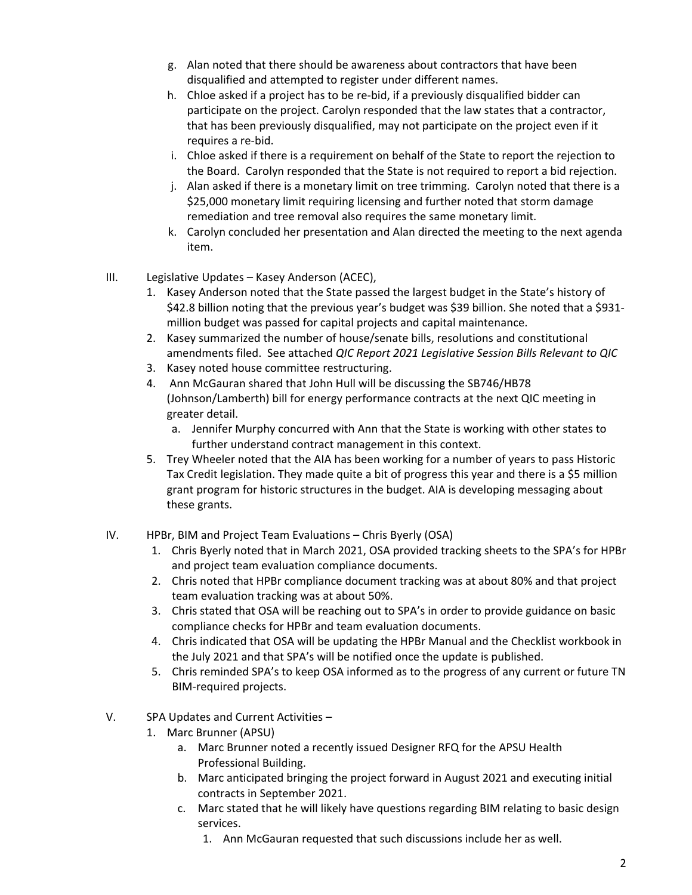g. Alan noted that there should be awareness about contractors that have been disqualified and attempted to register under different names.

h. Chloe asked if a project has to be re-bid, if a previously disqualified bidder can participate on the project. Carolyn responded that the law states that a contractor, that has been previously disqualified, may not participate on the project even if it requires a re-bid.

i. Chloe asked if there is a requirement on behalf of the State to report the rejection to the Board. Carolyn responded that the State is not required to report a bid rejection.

j. Alan asked if there is a monetary limit on tree trimming. Carolyn noted that there is a $25,000 monetary limit requiring licensing and further noted that storm damage remediation and tree removal also requires the same monetary limit.

k. Carolyn concluded her presentation and Alan directed the meeting to the next agenda item.

III. Legislative Updates – Kasey Anderson (ACEC),

1. Kasey Anderson noted that the State passed the largest budget in the State's history of $42.8 billion noting that the previous year's budget was $39 billion. She noted that a $931-million budget was passed for capital projects and capital maintenance.
2. Kasey summarized the number of house/senate bills, resolutions and constitutional amendments filed. See attached *QIC Report 2021 Legislative Session Bills Relevant to QIC*
3. Kasey noted house committee restructuring.
4. Ann McGauran shared that John Hull will be discussing the SB746/HB78 (Johnson/Lamberth) bill for energy performance contracts at the next QIC meeting in greater detail.
   a. Jennifer Murphy concurred with Ann that the State is working with other states to further understand contract management in this context.
5. Trey Wheeler noted that the AIA has been working for a number of years to pass Historic Tax Credit legislation. They made quite a bit of progress this year and there is a $5 million grant program for historic structures in the budget. AIA is developing messaging about these grants.

IV. HPBr, BIM and Project Team Evaluations – Chris Byerly (OSA)

1. Chris Byerly noted that in March 2021, OSA provided tracking sheets to the SPA's for HPBr and project team evaluation compliance documents.
2. Chris noted that HPBr compliance document tracking was at about 80% and that project team evaluation tracking was at about 50%.
3. Chris stated that OSA will be reaching out to SPA's in order to provide guidance on basic compliance checks for HPBr and team evaluation documents.
4. Chris indicated that OSA will be updating the HPBr Manual and the Checklist workbook in the July 2021 and that SPA's will be notified once the update is published.
5. Chris reminded SPA's to keep OSA informed as to the progress of any current or future TN BIM-required projects.

V. SPA Updates and Current Activities –

1. Marc Brunner (APSU)
   a. Marc Brunner noted a recently issued Designer RFQ for the APSU Health Professional Building.
   b. Marc anticipated bringing the project forward in August 2021 and executing initial contracts in September 2021.
   c. Marc stated that he will likely have questions regarding BIM relating to basic design services.
      1. Ann McGauran requested that such discussions include her as well.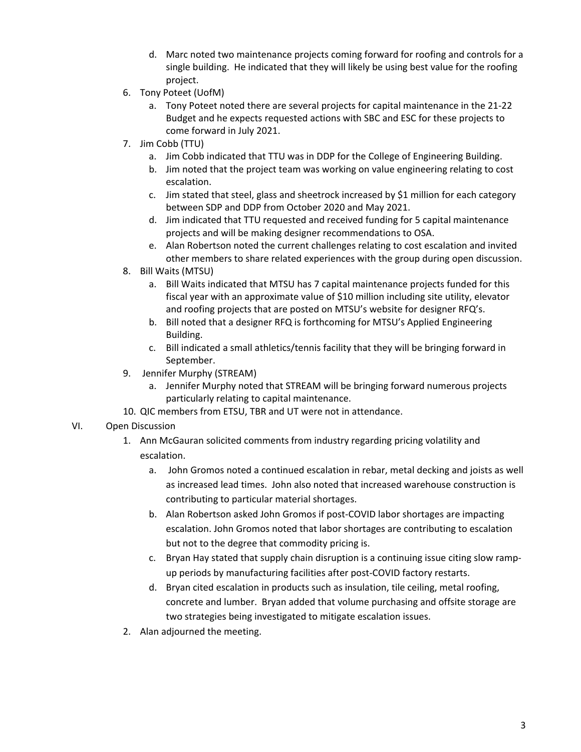d. Marc noted two maintenance projects coming forward for roofing and controls for a single building. He indicated that they will likely be using best value for the roofing project.

6. Tony Poteet (UofM)
   a. Tony Poteet noted there are several projects for capital maintenance in the 21-22 Budget and he expects requested actions with SBC and ESC for these projects to come forward in July 2021.
7. Jim Cobb (TTU)
   a. Jim Cobb indicated that TTU was in DDP for the College of Engineering Building.
   b. Jim noted that the project team was working on value engineering relating to cost escalation.
   c. Jim stated that steel, glass and sheetrock increased by $1 million for each category between SDP and DDP from October 2020 and May 2021.
   d. Jim indicated that TTU requested and received funding for 5 capital maintenance projects and will be making designer recommendations to OSA.
   e. Alan Robertson noted the current challenges relating to cost escalation and invited other members to share related experiences with the group during open discussion.
8. Bill Waits (MTSU)
   a. Bill Waits indicated that MTSU has 7 capital maintenance projects funded for this fiscal year with an approximate value of $10 million including site utility, elevator and roofing projects that are posted on MTSU's website for designer RFQ's.
   b. Bill noted that a designer RFQ is forthcoming for MTSU's Applied Engineering Building.
   c. Bill indicated a small athletics/tennis facility that they will be bringing forward in September.
9. Jennifer Murphy (STREAM)
   a. Jennifer Murphy noted that STREAM will be bringing forward numerous projects particularly relating to capital maintenance.
10. QIC members from ETSU, TBR and UT were not in attendance.

VI. Open Discussion

1. Ann McGauran solicited comments from industry regarding pricing volatility and escalation.
   a. John Gromos noted a continued escalation in rebar, metal decking and joists as well as increased lead times. John also noted that increased warehouse construction is contributing to particular material shortages.
   b. Alan Robertson asked John Gromos if post-COVID labor shortages are impacting escalation. John Gromos noted that labor shortages are contributing to escalation but not to the degree that commodity pricing is.
   c. Bryan Hay stated that supply chain disruption is a continuing issue citing slow ramp-up periods by manufacturing facilities after post-COVID factory restarts.
   d. Bryan cited escalation in products such as insulation, tile ceiling, metal roofing, concrete and lumber. Bryan added that volume purchasing and offsite storage are two strategies being investigated to mitigate escalation issues.
2. Alan adjourned the meeting.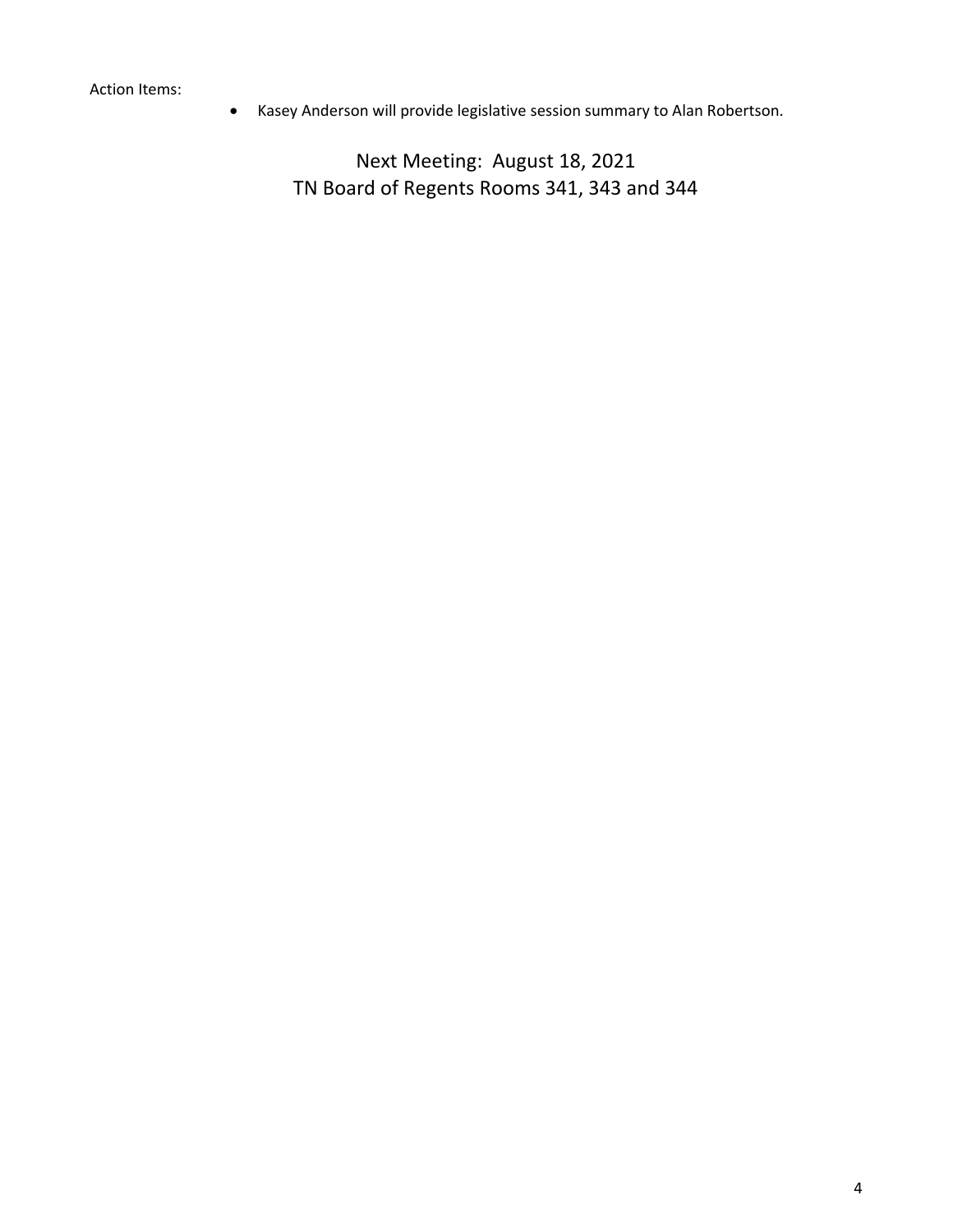Action Items:

- Kasey Anderson will provide legislative session summary to Alan Robertson.

Next Meeting: August 18, 2021
TN Board of Regents Rooms 341, 343 and 344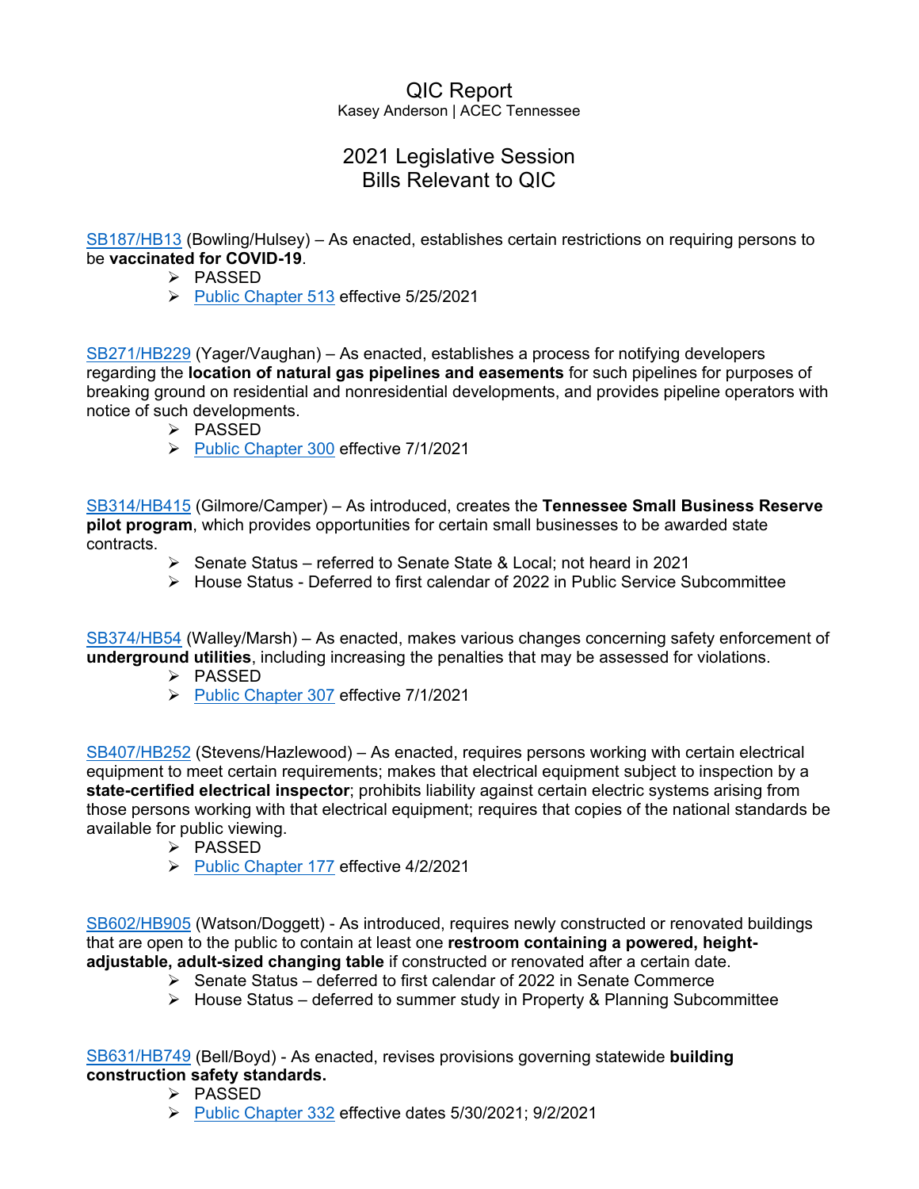# QIC Report

Kasey Anderson | ACEC Tennessee

## 2021 Legislative Session
## Bills Relevant to QIC

SB187/HB13 (Bowling/Hulsey) – As enacted, establishes certain restrictions on requiring persons to be **vaccinated for COVID-19**.

- PASSED
- Public Chapter 513 effective 5/25/2021

SB271/HB229 (Yager/Vaughan) – As enacted, establishes a process for notifying developers regarding the **location of natural gas pipelines and easements** for such pipelines for purposes of breaking ground on residential and nonresidential developments, and provides pipeline operators with notice of such developments.

- PASSED
- Public Chapter 300 effective 7/1/2021

SB314/HB415 (Gilmore/Camper) – As introduced, creates the **Tennessee Small Business Reserve pilot program**, which provides opportunities for certain small businesses to be awarded state contracts.

- Senate Status – referred to Senate State & Local; not heard in 2021
- House Status - Deferred to first calendar of 2022 in Public Service Subcommittee

SB374/HB54 (Walley/Marsh) – As enacted, makes various changes concerning safety enforcement of **underground utilities**, including increasing the penalties that may be assessed for violations.

- PASSED
- Public Chapter 307 effective 7/1/2021

SB407/HB252 (Stevens/Hazlewood) – As enacted, requires persons working with certain electrical equipment to meet certain requirements; makes that electrical equipment subject to inspection by a **state-certified electrical inspector**; prohibits liability against certain electric systems arising from those persons working with that electrical equipment; requires that copies of the national standards be available for public viewing.

- PASSED
- Public Chapter 177 effective 4/2/2021

SB602/HB905 (Watson/Doggett) - As introduced, requires newly constructed or renovated buildings that are open to the public to contain at least one **restroom containing a powered, height-adjustable, adult-sized changing table** if constructed or renovated after a certain date.

- Senate Status – deferred to first calendar of 2022 in Senate Commerce
- House Status – deferred to summer study in Property & Planning Subcommittee

SB631/HB749 (Bell/Boyd) - As enacted, revises provisions governing statewide **building construction safety standards.**

- PASSED
- Public Chapter 332 effective dates 5/30/2021; 9/2/2021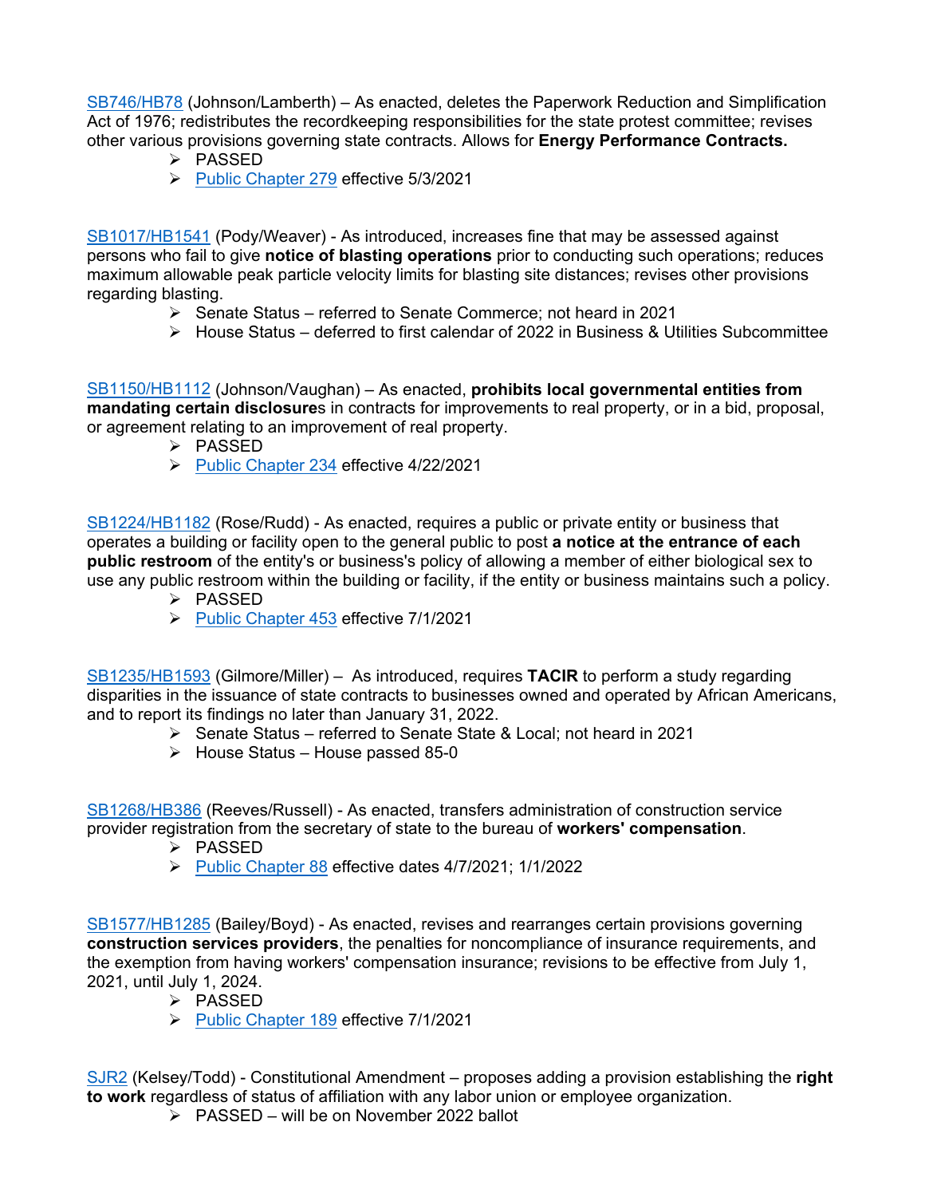SB746/HB78 (Johnson/Lamberth) – As enacted, deletes the Paperwork Reduction and Simplification Act of 1976; redistributes the recordkeeping responsibilities for the state protest committee; revises other various provisions governing state contracts. Allows for **Energy Performance Contracts.**

- PASSED
- Public Chapter 279 effective 5/3/2021

SB1017/HB1541 (Pody/Weaver) - As introduced, increases fine that may be assessed against persons who fail to give **notice of blasting operations** prior to conducting such operations; reduces maximum allowable peak particle velocity limits for blasting site distances; revises other provisions regarding blasting.

- Senate Status – referred to Senate Commerce; not heard in 2021
- House Status – deferred to first calendar of 2022 in Business & Utilities Subcommittee

SB1150/HB1112 (Johnson/Vaughan) – As enacted, **prohibits local governmental entities from mandating certain disclosure**s in contracts for improvements to real property, or in a bid, proposal, or agreement relating to an improvement of real property.

- PASSED
- Public Chapter 234 effective 4/22/2021

SB1224/HB1182 (Rose/Rudd) - As enacted, requires a public or private entity or business that operates a building or facility open to the general public to post **a notice at the entrance of each public restroom** of the entity's or business's policy of allowing a member of either biological sex to use any public restroom within the building or facility, if the entity or business maintains such a policy.

- PASSED
- Public Chapter 453 effective 7/1/2021

SB1235/HB1593 (Gilmore/Miller) – As introduced, requires **TACIR** to perform a study regarding disparities in the issuance of state contracts to businesses owned and operated by African Americans, and to report its findings no later than January 31, 2022.

- Senate Status – referred to Senate State & Local; not heard in 2021
- House Status – House passed 85-0

SB1268/HB386 (Reeves/Russell) - As enacted, transfers administration of construction service provider registration from the secretary of state to the bureau of **workers' compensation**.

- PASSED
- Public Chapter 88 effective dates 4/7/2021; 1/1/2022

SB1577/HB1285 (Bailey/Boyd) - As enacted, revises and rearranges certain provisions governing **construction services providers**, the penalties for noncompliance of insurance requirements, and the exemption from having workers' compensation insurance; revisions to be effective from July 1, 2021, until July 1, 2024.

- PASSED
- Public Chapter 189 effective 7/1/2021

SJR2 (Kelsey/Todd) - Constitutional Amendment – proposes adding a provision establishing the **right to work** regardless of status of affiliation with any labor union or employee organization.

- PASSED – will be on November 2022 ballot